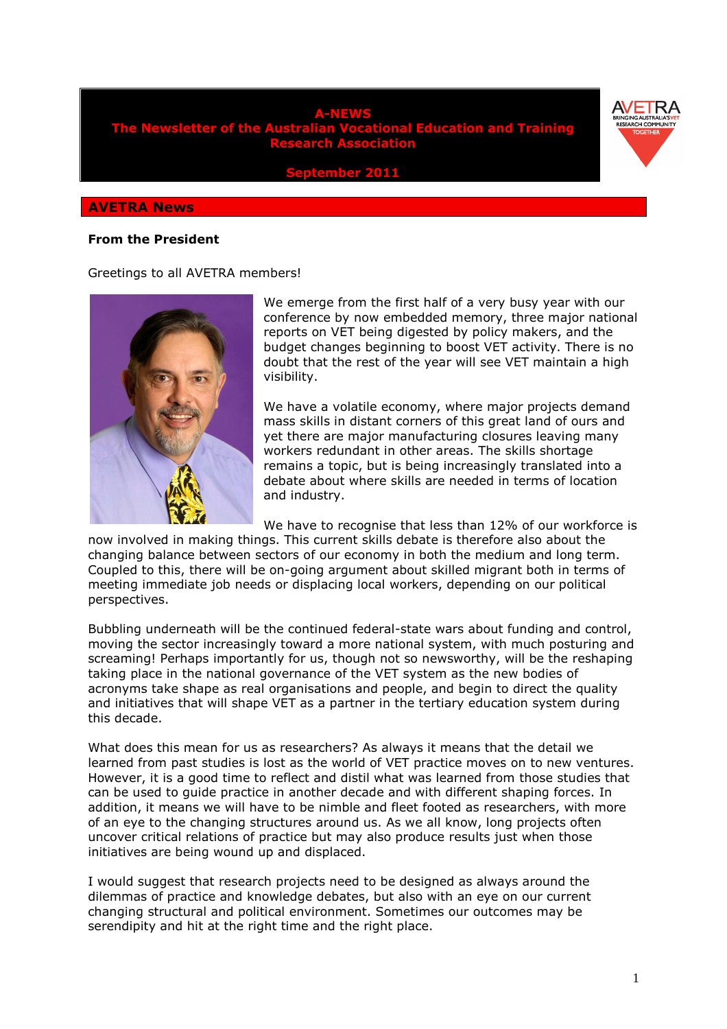# A-NEWS
## The Newsletter of the Australian Vocational Education and Training Research Association

**September 2011**

## AVETRA News

### From the President

Greetings to all AVETRA members!

We emerge from the first half of a very busy year with our conference by now embedded memory, three major national reports on VET being digested by policy makers, and the budget changes beginning to boost VET activity. There is no doubt that the rest of the year will see VET maintain a high visibility.

We have a volatile economy, where major projects demand mass skills in distant corners of this great land of ours and yet there are major manufacturing closures leaving many workers redundant in other areas. The skills shortage remains a topic, but is being increasingly translated into a debate about where skills are needed in terms of location and industry.

We have to recognise that less than 12% of our workforce is now involved in making things. This current skills debate is therefore also about the changing balance between sectors of our economy in both the medium and long term. Coupled to this, there will be on-going argument about skilled migrant both in terms of meeting immediate job needs or displacing local workers, depending on our political perspectives.

Bubbling underneath will be the continued federal-state wars about funding and control, moving the sector increasingly toward a more national system, with much posturing and screaming! Perhaps importantly for us, though not so newsworthy, will be the reshaping taking place in the national governance of the VET system as the new bodies of acronyms take shape as real organisations and people, and begin to direct the quality and initiatives that will shape VET as a partner in the tertiary education system during this decade.

What does this mean for us as researchers? As always it means that the detail we learned from past studies is lost as the world of VET practice moves on to new ventures. However, it is a good time to reflect and distil what was learned from those studies that can be used to guide practice in another decade and with different shaping forces. In addition, it means we will have to be nimble and fleet footed as researchers, with more of an eye to the changing structures around us. As we all know, long projects often uncover critical relations of practice but may also produce results just when those initiatives are being wound up and displaced.

I would suggest that research projects need to be designed as always around the dilemmas of practice and knowledge debates, but also with an eye on our current changing structural and political environment. Sometimes our outcomes may be serendipity and hit at the right time and the right place.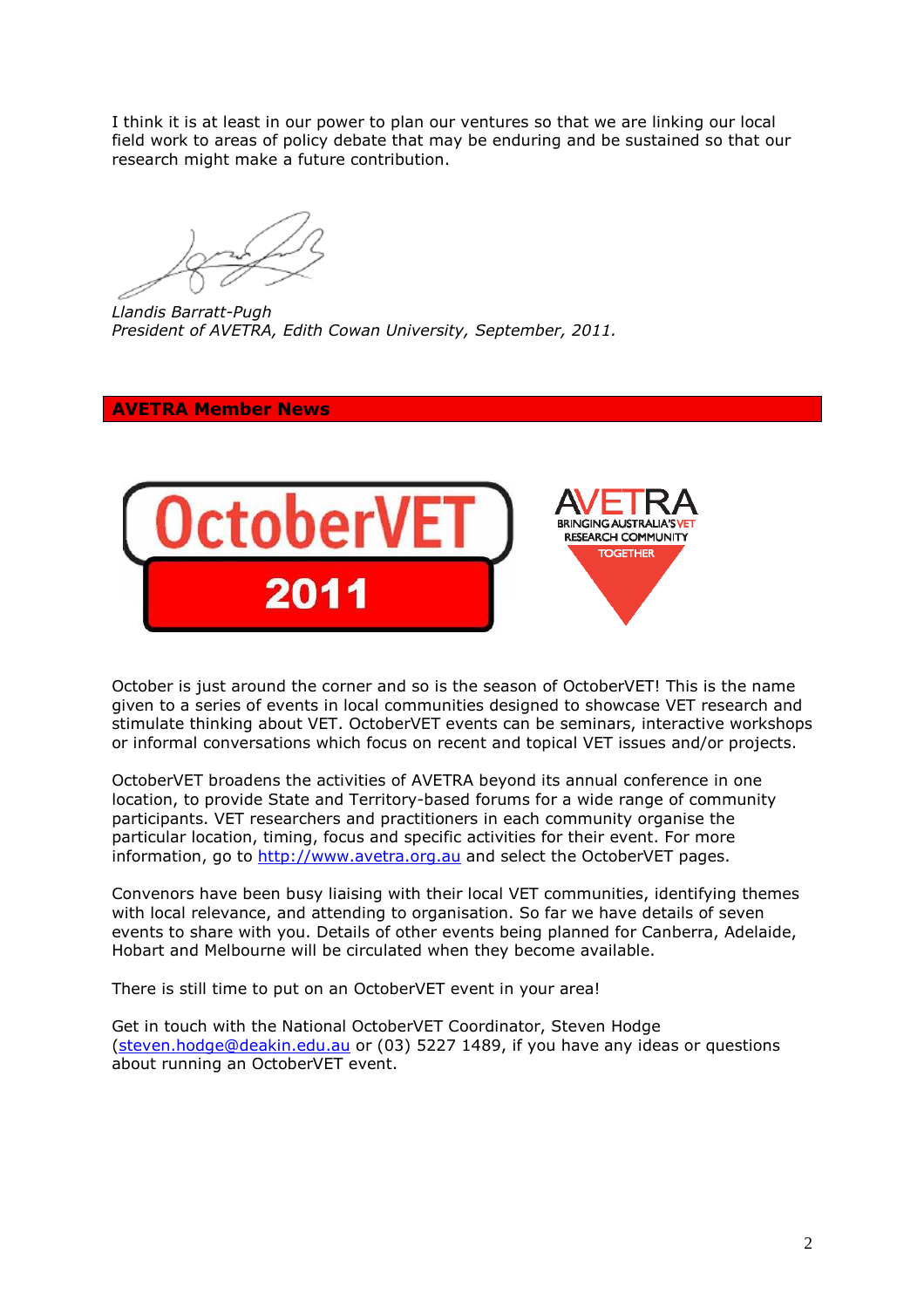I think it is at least in our power to plan our ventures so that we are linking our local field work to areas of policy debate that may be enduring and be sustained so that our research might make a future contribution.

*Llandis Barratt-Pugh*
*President of AVETRA, Edith Cowan University, September, 2011.*

## AVETRA Member News

October is just around the corner and so is the season of OctoberVET! This is the name given to a series of events in local communities designed to showcase VET research and stimulate thinking about VET. OctoberVET events can be seminars, interactive workshops or informal conversations which focus on recent and topical VET issues and/or projects.

OctoberVET broadens the activities of AVETRA beyond its annual conference in one location, to provide State and Territory-based forums for a wide range of community participants. VET researchers and practitioners in each community organise the particular location, timing, focus and specific activities for their event. For more information, go to http://www.avetra.org.au and select the OctoberVET pages.

Convenors have been busy liaising with their local VET communities, identifying themes with local relevance, and attending to organisation. So far we have details of seven events to share with you. Details of other events being planned for Canberra, Adelaide, Hobart and Melbourne will be circulated when they become available.

There is still time to put on an OctoberVET event in your area!

Get in touch with the National OctoberVET Coordinator, Steven Hodge (steven.hodge@deakin.edu.au or (03) 5227 1489, if you have any ideas or questions about running an OctoberVET event.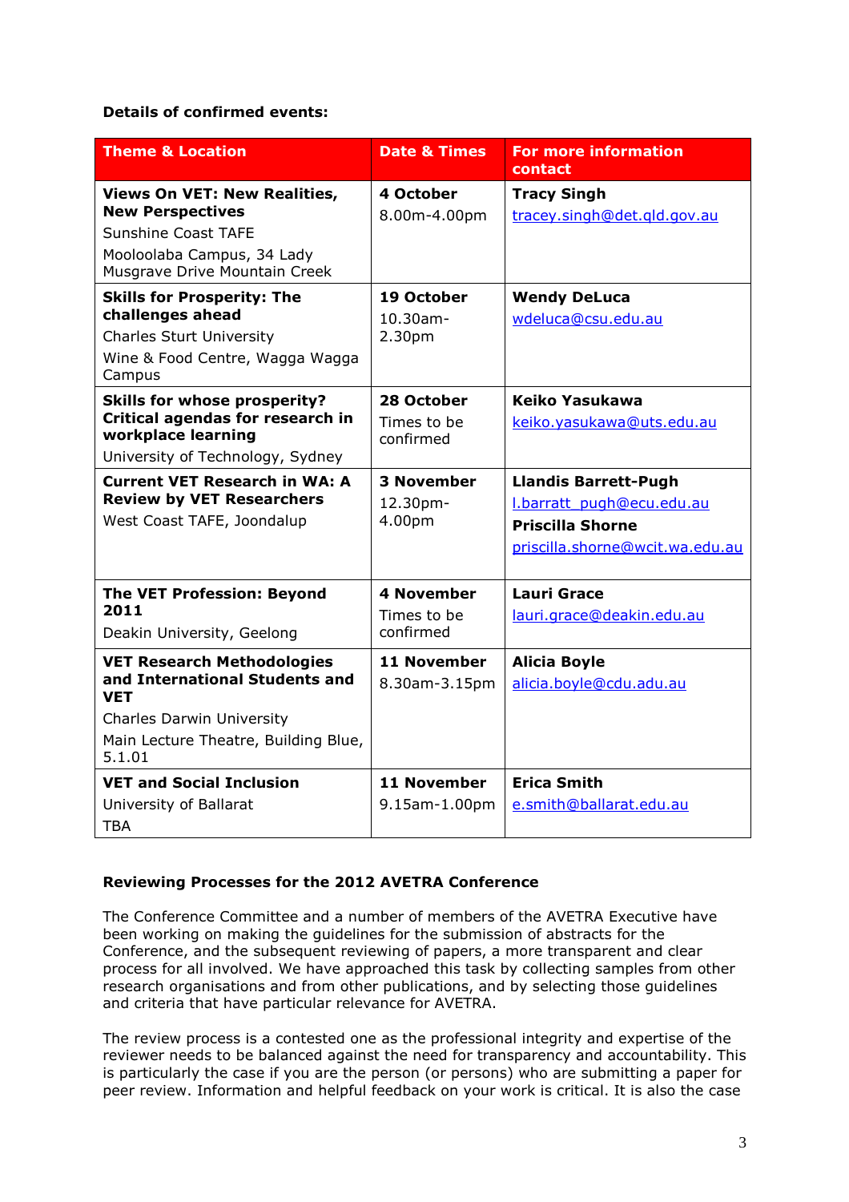**Details of confirmed events:**

| Theme & Location | Date & Times | For more information contact |
|---|---|---|
| **Views On VET: New Realities, New Perspectives**<br>Sunshine Coast TAFE<br>Mooloolaba Campus, 34 Lady Musgrave Drive Mountain Creek | **4 October**<br>8.00m-4.00pm | **Tracy Singh**<br>tracey.singh@det.qld.gov.au |
| **Skills for Prosperity: The challenges ahead**<br>Charles Sturt University<br>Wine & Food Centre, Wagga Wagga Campus | **19 October**<br>10.30am-2.30pm | **Wendy DeLuca**<br>wdeluca@csu.edu.au |
| **Skills for whose prosperity? Critical agendas for research in workplace learning**<br>University of Technology, Sydney | **28 October**<br>Times to be confirmed | **Keiko Yasukawa**<br>keiko.yasukawa@uts.edu.au |
| **Current VET Research in WA: A Review by VET Researchers**<br>West Coast TAFE, Joondalup | **3 November**<br>12.30pm-4.00pm | **Llandis Barrett-Pugh**<br>l.barratt_pugh@ecu.edu.au<br>**Priscilla Shorne**<br>priscilla.shorne@wcit.wa.edu.au |
| **The VET Profession: Beyond 2011**<br>Deakin University, Geelong | **4 November**<br>Times to be confirmed | **Lauri Grace**<br>lauri.grace@deakin.edu.au |
| **VET Research Methodologies and International Students and VET**<br>Charles Darwin University<br>Main Lecture Theatre, Building Blue, 5.1.01 | **11 November**<br>8.30am-3.15pm | **Alicia Boyle**<br>alicia.boyle@cdu.adu.au |
| **VET and Social Inclusion**<br>University of Ballarat<br>TBA | **11 November**<br>9.15am-1.00pm | **Erica Smith**<br>e.smith@ballarat.edu.au |

**Reviewing Processes for the 2012 AVETRA Conference**

The Conference Committee and a number of members of the AVETRA Executive have been working on making the guidelines for the submission of abstracts for the Conference, and the subsequent reviewing of papers, a more transparent and clear process for all involved. We have approached this task by collecting samples from other research organisations and from other publications, and by selecting those guidelines and criteria that have particular relevance for AVETRA.

The review process is a contested one as the professional integrity and expertise of the reviewer needs to be balanced against the need for transparency and accountability. This is particularly the case if you are the person (or persons) who are submitting a paper for peer review. Information and helpful feedback on your work is critical. It is also the case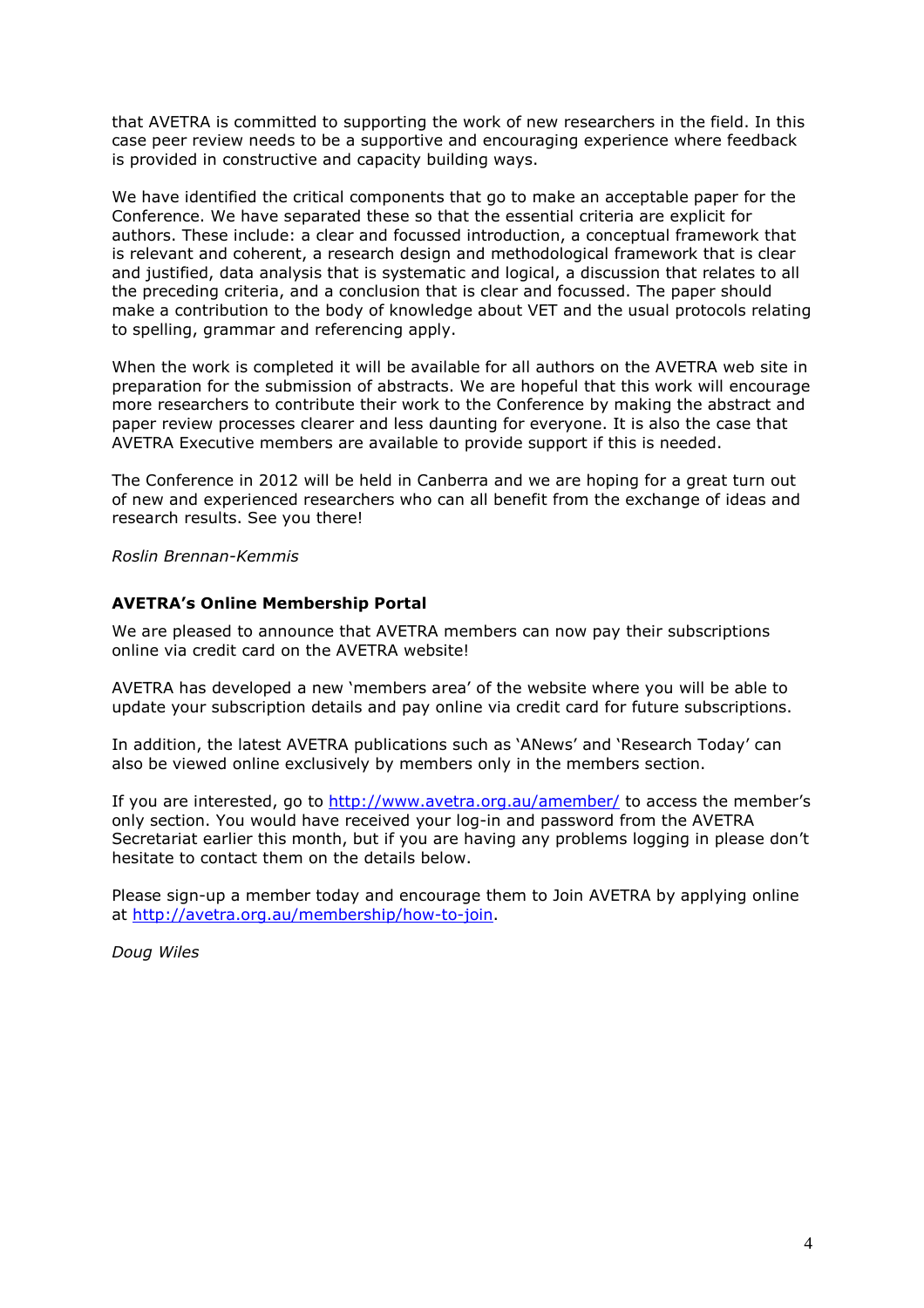that AVETRA is committed to supporting the work of new researchers in the field. In this case peer review needs to be a supportive and encouraging experience where feedback is provided in constructive and capacity building ways.

We have identified the critical components that go to make an acceptable paper for the Conference. We have separated these so that the essential criteria are explicit for authors. These include: a clear and focussed introduction, a conceptual framework that is relevant and coherent, a research design and methodological framework that is clear and justified, data analysis that is systematic and logical, a discussion that relates to all the preceding criteria, and a conclusion that is clear and focussed. The paper should make a contribution to the body of knowledge about VET and the usual protocols relating to spelling, grammar and referencing apply.

When the work is completed it will be available for all authors on the AVETRA web site in preparation for the submission of abstracts. We are hopeful that this work will encourage more researchers to contribute their work to the Conference by making the abstract and paper review processes clearer and less daunting for everyone. It is also the case that AVETRA Executive members are available to provide support if this is needed.

The Conference in 2012 will be held in Canberra and we are hoping for a great turn out of new and experienced researchers who can all benefit from the exchange of ideas and research results. See you there!

*Roslin Brennan-Kemmis*

**AVETRA's Online Membership Portal**

We are pleased to announce that AVETRA members can now pay their subscriptions online via credit card on the AVETRA website!

AVETRA has developed a new 'members area' of the website where you will be able to update your subscription details and pay online via credit card for future subscriptions.

In addition, the latest AVETRA publications such as 'ANews' and 'Research Today' can also be viewed online exclusively by members only in the members section.

If you are interested, go to http://www.avetra.org.au/amember/ to access the member's only section. You would have received your log-in and password from the AVETRA Secretariat earlier this month, but if you are having any problems logging in please don't hesitate to contact them on the details below.

Please sign-up a member today and encourage them to Join AVETRA by applying online at http://avetra.org.au/membership/how-to-join.

*Doug Wiles*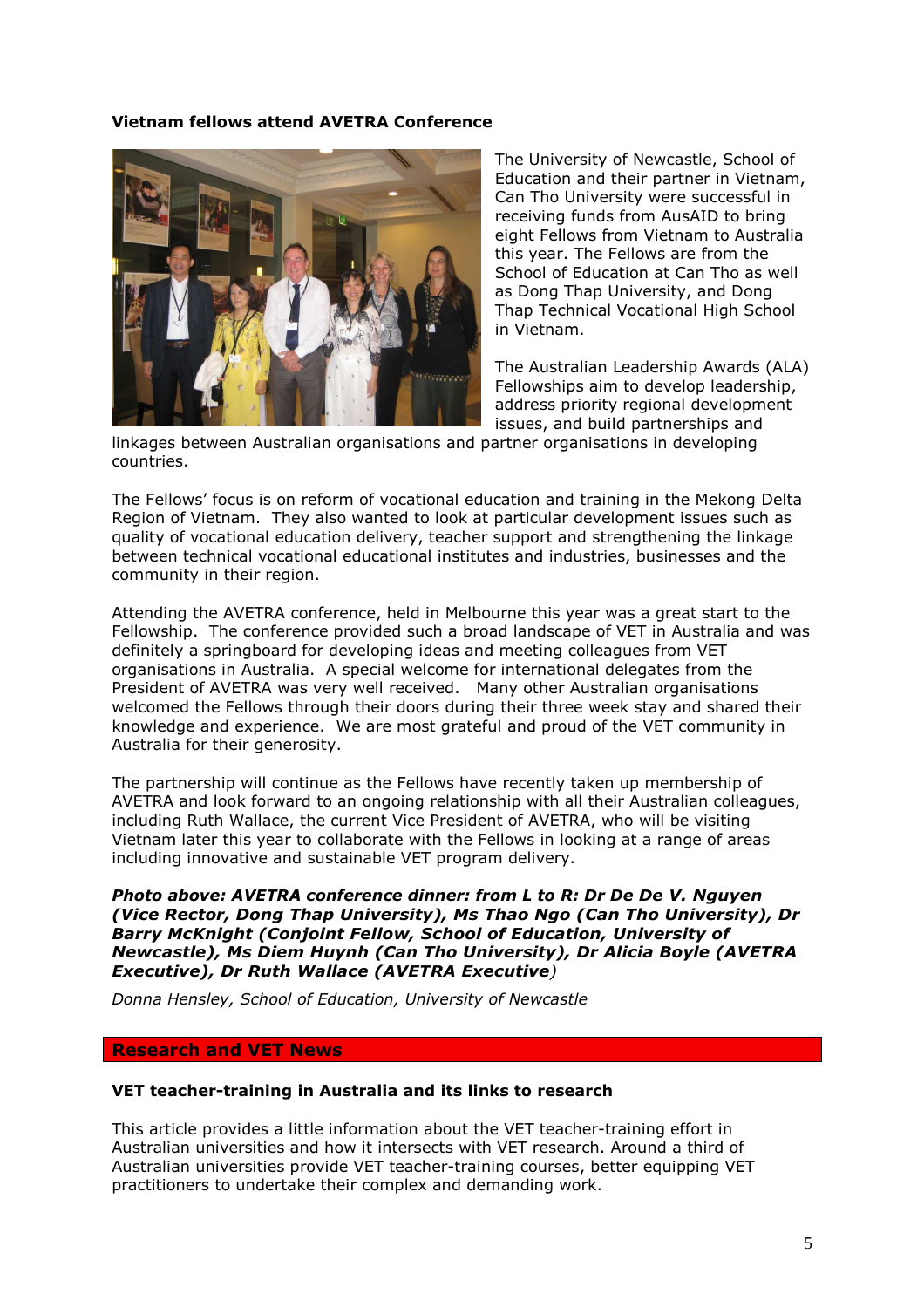### Vietnam fellows attend AVETRA Conference

The University of Newcastle, School of Education and their partner in Vietnam, Can Tho University were successful in receiving funds from AusAID to bring eight Fellows from Vietnam to Australia this year. The Fellows are from the School of Education at Can Tho as well as Dong Thap University, and Dong Thap Technical Vocational High School in Vietnam.

The Australian Leadership Awards (ALA) Fellowships aim to develop leadership, address priority regional development issues, and build partnerships and linkages between Australian organisations and partner organisations in developing countries.

The Fellows' focus is on reform of vocational education and training in the Mekong Delta Region of Vietnam. They also wanted to look at particular development issues such as quality of vocational education delivery, teacher support and strengthening the linkage between technical vocational educational institutes and industries, businesses and the community in their region.

Attending the AVETRA conference, held in Melbourne this year was a great start to the Fellowship. The conference provided such a broad landscape of VET in Australia and was definitely a springboard for developing ideas and meeting colleagues from VET organisations in Australia. A special welcome for international delegates from the President of AVETRA was very well received. Many other Australian organisations welcomed the Fellows through their doors during their three week stay and shared their knowledge and experience. We are most grateful and proud of the VET community in Australia for their generosity.

The partnership will continue as the Fellows have recently taken up membership of AVETRA and look forward to an ongoing relationship with all their Australian colleagues, including Ruth Wallace, the current Vice President of AVETRA, who will be visiting Vietnam later this year to collaborate with the Fellows in looking at a range of areas including innovative and sustainable VET program delivery.

***Photo above: AVETRA conference dinner: from L to R: Dr De De V. Nguyen (Vice Rector, Dong Thap University), Ms Thao Ngo (Can Tho University), Dr Barry McKnight (Conjoint Fellow, School of Education, University of Newcastle), Ms Diem Huynh (Can Tho University), Dr Alicia Boyle (AVETRA Executive), Dr Ruth Wallace (AVETRA Executive)***

*Donna Hensley, School of Education, University of Newcastle*

## Research and VET News

### VET teacher-training in Australia and its links to research

This article provides a little information about the VET teacher-training effort in Australian universities and how it intersects with VET research. Around a third of Australian universities provide VET teacher-training courses, better equipping VET practitioners to undertake their complex and demanding work.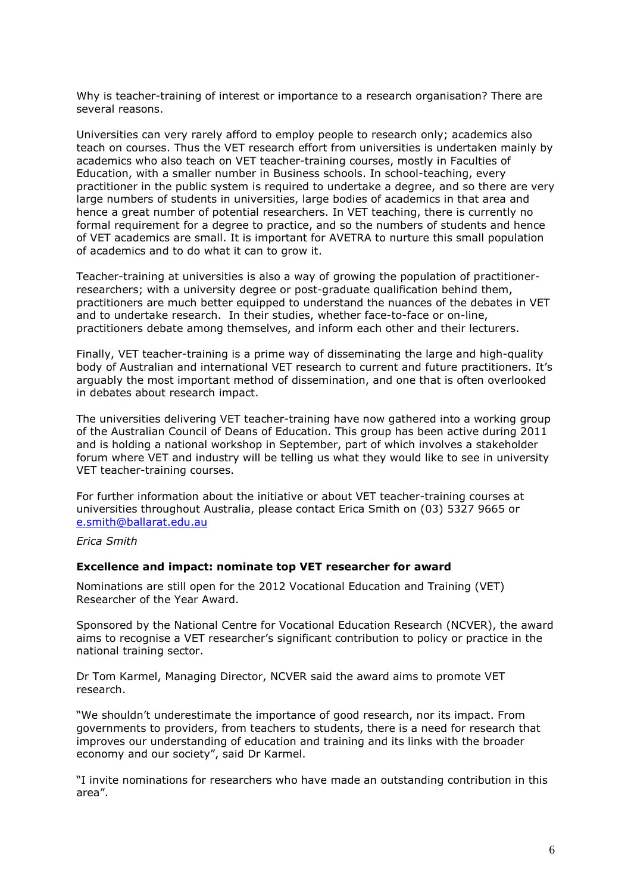Why is teacher-training of interest or importance to a research organisation? There are several reasons.

Universities can very rarely afford to employ people to research only; academics also teach on courses. Thus the VET research effort from universities is undertaken mainly by academics who also teach on VET teacher-training courses, mostly in Faculties of Education, with a smaller number in Business schools. In school-teaching, every practitioner in the public system is required to undertake a degree, and so there are very large numbers of students in universities, large bodies of academics in that area and hence a great number of potential researchers. In VET teaching, there is currently no formal requirement for a degree to practice, and so the numbers of students and hence of VET academics are small. It is important for AVETRA to nurture this small population of academics and to do what it can to grow it.

Teacher-training at universities is also a way of growing the population of practitioner-researchers; with a university degree or post-graduate qualification behind them, practitioners are much better equipped to understand the nuances of the debates in VET and to undertake research. In their studies, whether face-to-face or on-line, practitioners debate among themselves, and inform each other and their lecturers.

Finally, VET teacher-training is a prime way of disseminating the large and high-quality body of Australian and international VET research to current and future practitioners. It's arguably the most important method of dissemination, and one that is often overlooked in debates about research impact.

The universities delivering VET teacher-training have now gathered into a working group of the Australian Council of Deans of Education. This group has been active during 2011 and is holding a national workshop in September, part of which involves a stakeholder forum where VET and industry will be telling us what they would like to see in university VET teacher-training courses.

For further information about the initiative or about VET teacher-training courses at universities throughout Australia, please contact Erica Smith on (03) 5327 9665 or [e.smith@ballarat.edu.au](mailto:e.smith@ballarat.edu.au)

*Erica Smith*

**Excellence and impact: nominate top VET researcher for award**

Nominations are still open for the 2012 Vocational Education and Training (VET) Researcher of the Year Award.

Sponsored by the National Centre for Vocational Education Research (NCVER), the award aims to recognise a VET researcher's significant contribution to policy or practice in the national training sector.

Dr Tom Karmel, Managing Director, NCVER said the award aims to promote VET research.

"We shouldn't underestimate the importance of good research, nor its impact. From governments to providers, from teachers to students, there is a need for research that improves our understanding of education and training and its links with the broader economy and our society", said Dr Karmel.

"I invite nominations for researchers who have made an outstanding contribution in this area".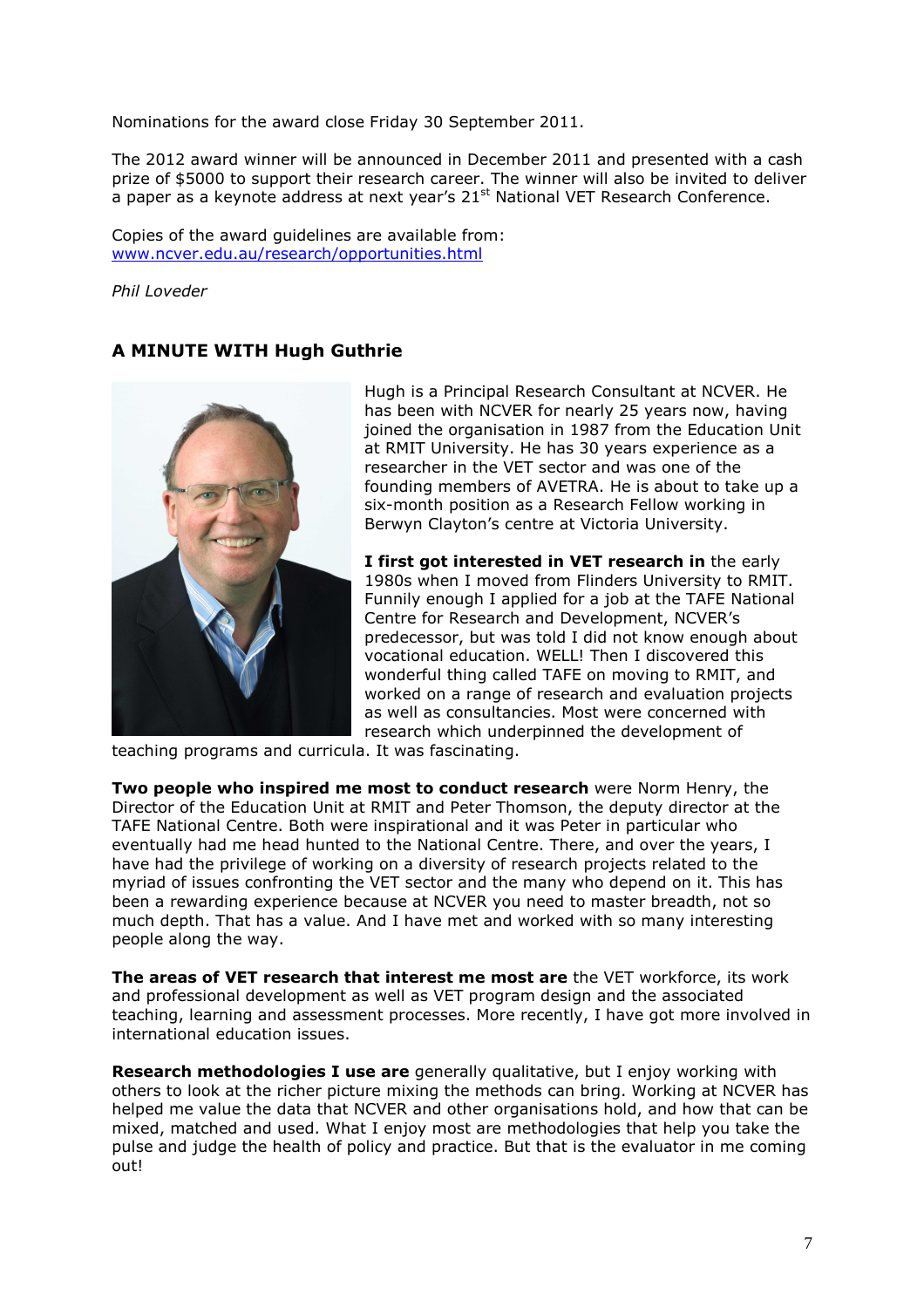Nominations for the award close Friday 30 September 2011.

The 2012 award winner will be announced in December 2011 and presented with a cash prize of $5000 to support their research career. The winner will also be invited to deliver a paper as a keynote address at next year's 21st National VET Research Conference.

Copies of the award guidelines are available from: www.ncver.edu.au/research/opportunities.html

*Phil Loveder*

## A MINUTE WITH Hugh Guthrie

Hugh is a Principal Research Consultant at NCVER. He has been with NCVER for nearly 25 years now, having joined the organisation in 1987 from the Education Unit at RMIT University. He has 30 years experience as a researcher in the VET sector and was one of the founding members of AVETRA. He is about to take up a six-month position as a Research Fellow working in Berwyn Clayton's centre at Victoria University.

**I first got interested in VET research in** the early 1980s when I moved from Flinders University to RMIT. Funnily enough I applied for a job at the TAFE National Centre for Research and Development, NCVER's predecessor, but was told I did not know enough about vocational education. WELL! Then I discovered this wonderful thing called TAFE on moving to RMIT, and worked on a range of research and evaluation projects as well as consultancies. Most were concerned with research which underpinned the development of teaching programs and curricula. It was fascinating.

**Two people who inspired me most to conduct research** were Norm Henry, the Director of the Education Unit at RMIT and Peter Thomson, the deputy director at the TAFE National Centre. Both were inspirational and it was Peter in particular who eventually had me head hunted to the National Centre. There, and over the years, I have had the privilege of working on a diversity of research projects related to the myriad of issues confronting the VET sector and the many who depend on it. This has been a rewarding experience because at NCVER you need to master breadth, not so much depth. That has a value. And I have met and worked with so many interesting people along the way.

**The areas of VET research that interest me most are** the VET workforce, its work and professional development as well as VET program design and the associated teaching, learning and assessment processes. More recently, I have got more involved in international education issues.

**Research methodologies I use are** generally qualitative, but I enjoy working with others to look at the richer picture mixing the methods can bring. Working at NCVER has helped me value the data that NCVER and other organisations hold, and how that can be mixed, matched and used. What I enjoy most are methodologies that help you take the pulse and judge the health of policy and practice. But that is the evaluator in me coming out!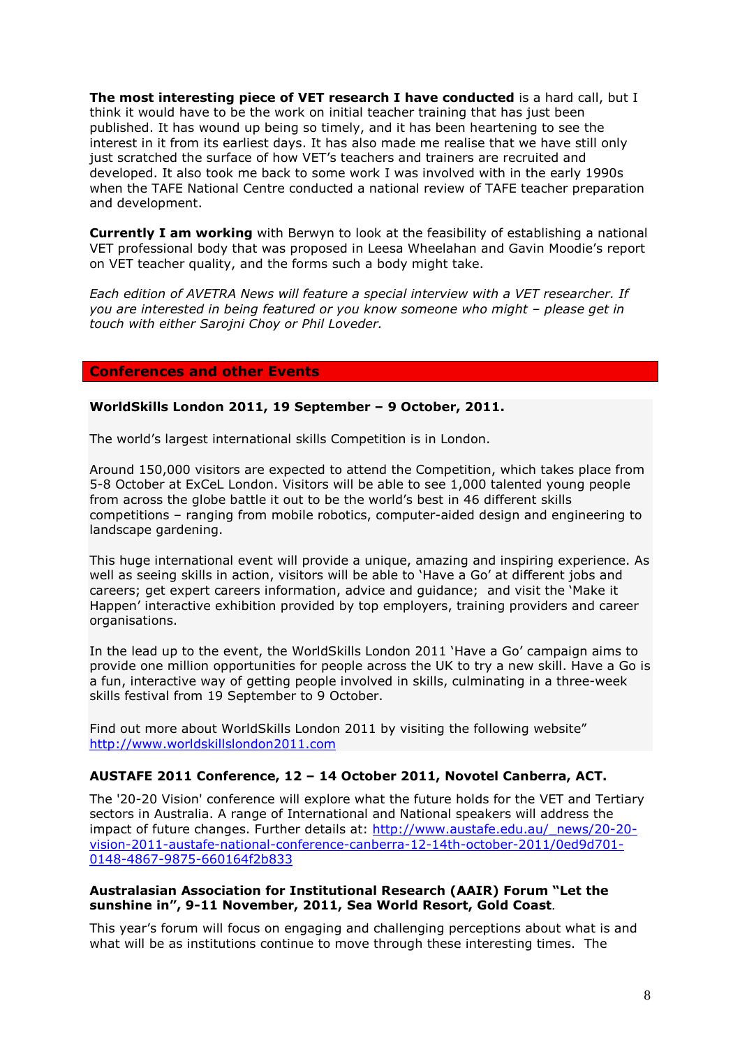**The most interesting piece of VET research I have conducted** is a hard call, but I think it would have to be the work on initial teacher training that has just been published. It has wound up being so timely, and it has been heartening to see the interest in it from its earliest days. It has also made me realise that we have still only just scratched the surface of how VET's teachers and trainers are recruited and developed. It also took me back to some work I was involved with in the early 1990s when the TAFE National Centre conducted a national review of TAFE teacher preparation and development.

**Currently I am working** with Berwyn to look at the feasibility of establishing a national VET professional body that was proposed in Leesa Wheelahan and Gavin Moodie's report on VET teacher quality, and the forms such a body might take.

*Each edition of AVETRA News will feature a special interview with a VET researcher. If you are interested in being featured or you know someone who might – please get in touch with either Sarojni Choy or Phil Loveder.*

## Conferences and other Events

**WorldSkills London 2011, 19 September – 9 October, 2011.**

The world's largest international skills Competition is in London.

Around 150,000 visitors are expected to attend the Competition, which takes place from 5-8 October at ExCeL London. Visitors will be able to see 1,000 talented young people from across the globe battle it out to be the world's best in 46 different skills competitions – ranging from mobile robotics, computer-aided design and engineering to landscape gardening.

This huge international event will provide a unique, amazing and inspiring experience. As well as seeing skills in action, visitors will be able to 'Have a Go' at different jobs and careers; get expert careers information, advice and guidance; and visit the 'Make it Happen' interactive exhibition provided by top employers, training providers and career organisations.

In the lead up to the event, the WorldSkills London 2011 'Have a Go' campaign aims to provide one million opportunities for people across the UK to try a new skill. Have a Go is a fun, interactive way of getting people involved in skills, culminating in a three-week skills festival from 19 September to 9 October.

Find out more about WorldSkills London 2011 by visiting the following website" http://www.worldskillslondon2011.com

**AUSTAFE 2011 Conference, 12 – 14 October 2011, Novotel Canberra, ACT.**

The '20-20 Vision' conference will explore what the future holds for the VET and Tertiary sectors in Australia. A range of International and National speakers will address the impact of future changes. Further details at: http://www.austafe.edu.au/_news/20-20-vision-2011-austafe-national-conference-canberra-12-14th-october-2011/0ed9d701-0148-4867-9875-660164f2b833

**Australasian Association for Institutional Research (AAIR) Forum "Let the sunshine in", 9-11 November, 2011, Sea World Resort, Gold Coast**.

This year's forum will focus on engaging and challenging perceptions about what is and what will be as institutions continue to move through these interesting times. The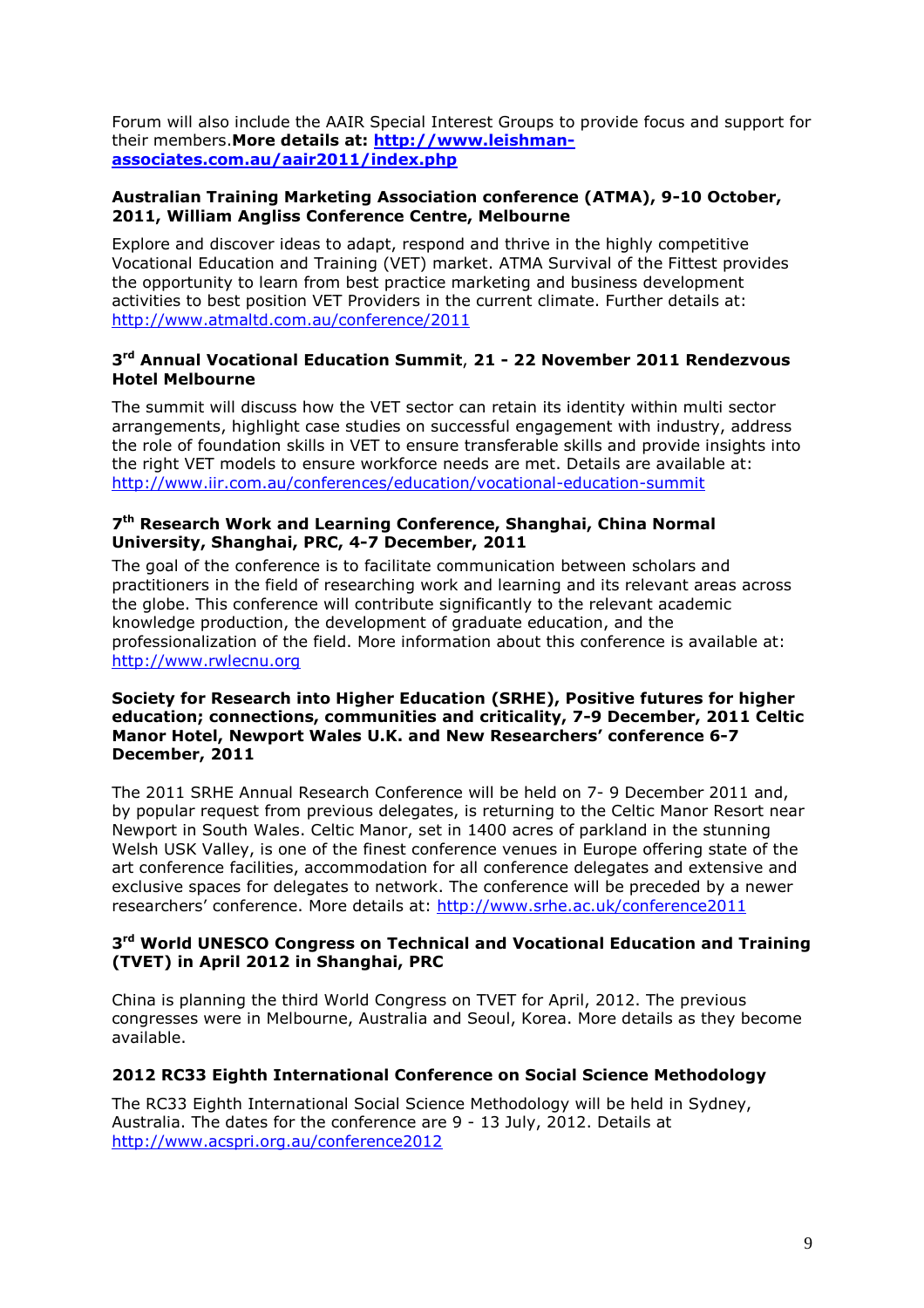Forum will also include the AAIR Special Interest Groups to provide focus and support for their members.**More details at: [http://www.leishman-associates.com.au/aair2011/index.php](http://www.leishman-associates.com.au/aair2011/index.php)**

**Australian Training Marketing Association conference (ATMA), 9-10 October, 2011, William Angliss Conference Centre, Melbourne**

Explore and discover ideas to adapt, respond and thrive in the highly competitive Vocational Education and Training (VET) market. ATMA Survival of the Fittest provides the opportunity to learn from best practice marketing and business development activities to best position VET Providers in the current climate. Further details at: http://www.atmaltd.com.au/conference/2011

**3rd Annual Vocational Education Summit**, **21 - 22 November 2011 Rendezvous Hotel Melbourne**

The summit will discuss how the VET sector can retain its identity within multi sector arrangements, highlight case studies on successful engagement with industry, address the role of foundation skills in VET to ensure transferable skills and provide insights into the right VET models to ensure workforce needs are met. Details are available at: http://www.iir.com.au/conferences/education/vocational-education-summit

**7th Research Work and Learning Conference, Shanghai, China Normal University, Shanghai, PRC, 4-7 December, 2011**

The goal of the conference is to facilitate communication between scholars and practitioners in the field of researching work and learning and its relevant areas across the globe. This conference will contribute significantly to the relevant academic knowledge production, the development of graduate education, and the professionalization of the field. More information about this conference is available at: http://www.rwlecnu.org

**Society for Research into Higher Education (SRHE), Positive futures for higher education; connections, communities and criticality, 7-9 December, 2011 Celtic Manor Hotel, Newport Wales U.K. and New Researchers' conference 6-7 December, 2011**

The 2011 SRHE Annual Research Conference will be held on 7- 9 December 2011 and, by popular request from previous delegates, is returning to the Celtic Manor Resort near Newport in South Wales. Celtic Manor, set in 1400 acres of parkland in the stunning Welsh USK Valley, is one of the finest conference venues in Europe offering state of the art conference facilities, accommodation for all conference delegates and extensive and exclusive spaces for delegates to network. The conference will be preceded by a newer researchers' conference. More details at: http://www.srhe.ac.uk/conference2011

**3rd World UNESCO Congress on Technical and Vocational Education and Training (TVET) in April 2012 in Shanghai, PRC**

China is planning the third World Congress on TVET for April, 2012. The previous congresses were in Melbourne, Australia and Seoul, Korea. More details as they become available.

**2012 RC33 Eighth International Conference on Social Science Methodology**

The RC33 Eighth International Social Science Methodology will be held in Sydney, Australia. The dates for the conference are 9 - 13 July, 2012. Details at http://www.acspri.org.au/conference2012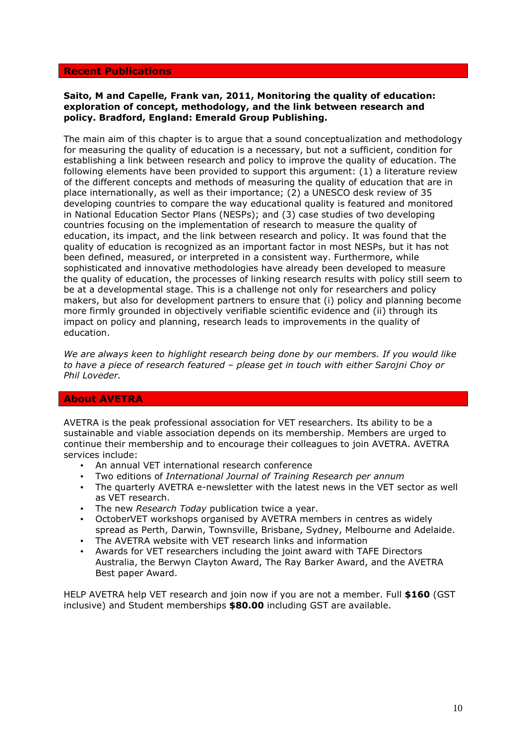## Recent Publications

**Saito, M and Capelle, Frank van, 2011, Monitoring the quality of education: exploration of concept, methodology, and the link between research and policy. Bradford, England: Emerald Group Publishing.**

The main aim of this chapter is to argue that a sound conceptualization and methodology for measuring the quality of education is a necessary, but not a sufficient, condition for establishing a link between research and policy to improve the quality of education. The following elements have been provided to support this argument: (1) a literature review of the different concepts and methods of measuring the quality of education that are in place internationally, as well as their importance; (2) a UNESCO desk review of 35 developing countries to compare the way educational quality is featured and monitored in National Education Sector Plans (NESPs); and (3) case studies of two developing countries focusing on the implementation of research to measure the quality of education, its impact, and the link between research and policy. It was found that the quality of education is recognized as an important factor in most NESPs, but it has not been defined, measured, or interpreted in a consistent way. Furthermore, while sophisticated and innovative methodologies have already been developed to measure the quality of education, the processes of linking research results with policy still seem to be at a developmental stage. This is a challenge not only for researchers and policy makers, but also for development partners to ensure that (i) policy and planning become more firmly grounded in objectively verifiable scientific evidence and (ii) through its impact on policy and planning, research leads to improvements in the quality of education.

*We are always keen to highlight research being done by our members. If you would like to have a piece of research featured – please get in touch with either Sarojni Choy or Phil Loveder.*

## About AVETRA

AVETRA is the peak professional association for VET researchers. Its ability to be a sustainable and viable association depends on its membership. Members are urged to continue their membership and to encourage their colleagues to join AVETRA. AVETRA services include:

- An annual VET international research conference
- Two editions of *International Journal of Training Research per annum*
- The quarterly AVETRA e-newsletter with the latest news in the VET sector as well as VET research.
- The new *Research Today* publication twice a year.
- OctoberVET workshops organised by AVETRA members in centres as widely spread as Perth, Darwin, Townsville, Brisbane, Sydney, Melbourne and Adelaide.
- The AVETRA website with VET research links and information
- Awards for VET researchers including the joint award with TAFE Directors Australia, the Berwyn Clayton Award, The Ray Barker Award, and the AVETRA Best paper Award.

HELP AVETRA help VET research and join now if you are not a member. Full **$160** (GST inclusive) and Student memberships **$80.00** including GST are available.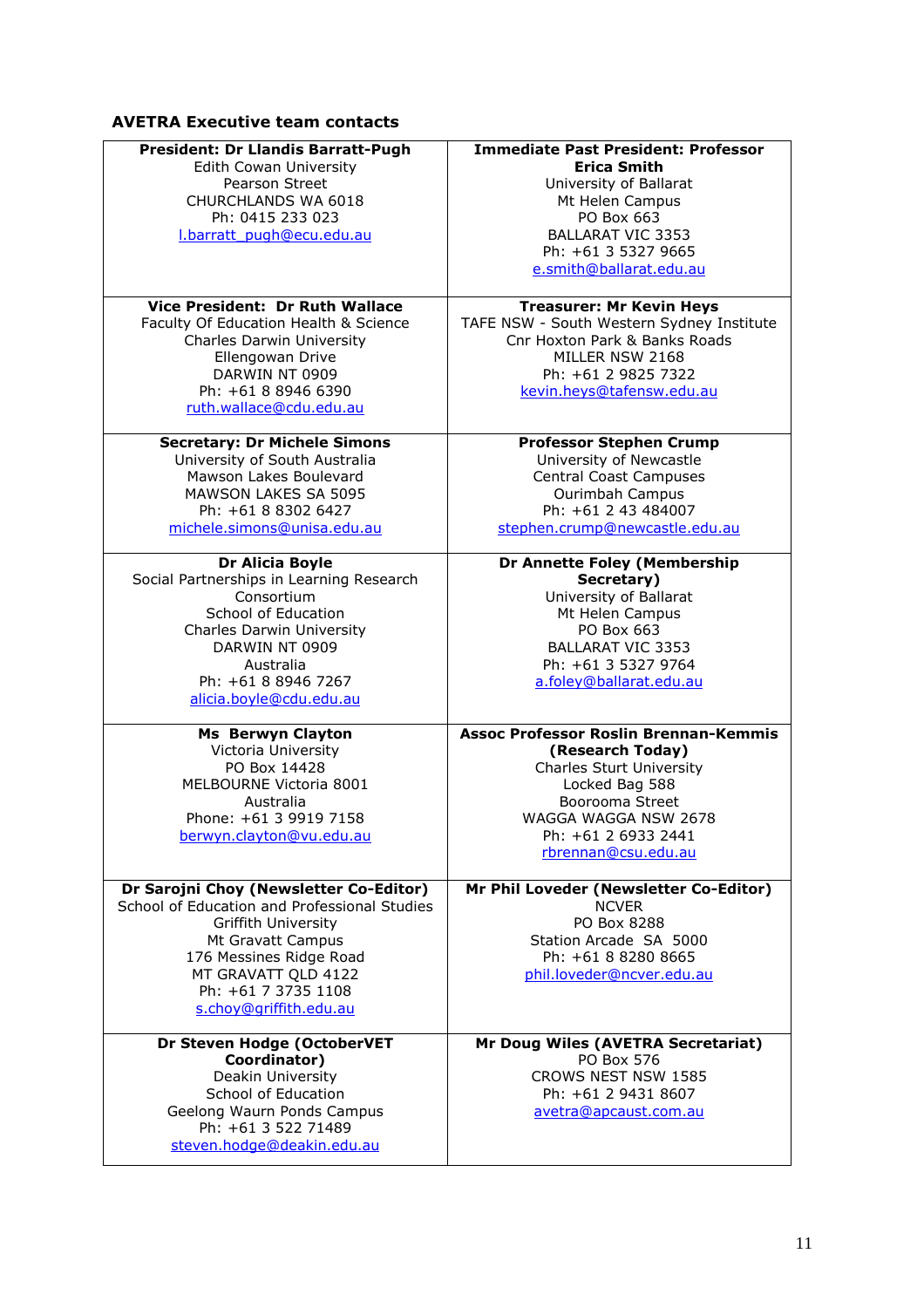**AVETRA Executive team contacts**

| | |
|---|---|
| **President: Dr Llandis Barratt-Pugh**<br>Edith Cowan University<br>Pearson Street<br>CHURCHLANDS WA 6018<br>Ph: 0415 233 023<br>l.barratt_pugh@ecu.edu.au | **Immediate Past President: Professor Erica Smith**<br>University of Ballarat<br>Mt Helen Campus<br>PO Box 663<br>BALLARAT VIC 3353<br>Ph: +61 3 5327 9665<br>e.smith@ballarat.edu.au |
| **Vice President: Dr Ruth Wallace**<br>Faculty Of Education Health & Science<br>Charles Darwin University<br>Ellengowan Drive<br>DARWIN NT 0909<br>Ph: +61 8 8946 6390<br>ruth.wallace@cdu.edu.au | **Treasurer: Mr Kevin Heys**<br>TAFE NSW - South Western Sydney Institute<br>Cnr Hoxton Park & Banks Roads<br>MILLER NSW 2168<br>Ph: +61 2 9825 7322<br>kevin.heys@tafensw.edu.au |
| **Secretary: Dr Michele Simons**<br>University of South Australia<br>Mawson Lakes Boulevard<br>MAWSON LAKES SA 5095<br>Ph: +61 8 8302 6427<br>michele.simons@unisa.edu.au | **Professor Stephen Crump**<br>University of Newcastle<br>Central Coast Campuses<br>Ourimbah Campus<br>Ph: +61 2 43 484007<br>stephen.crump@newcastle.edu.au |
| **Dr Alicia Boyle**<br>Social Partnerships in Learning Research Consortium<br>School of Education<br>Charles Darwin University<br>DARWIN NT 0909<br>Australia<br>Ph: +61 8 8946 7267<br>alicia.boyle@cdu.edu.au | **Dr Annette Foley (Membership Secretary)**<br>University of Ballarat<br>Mt Helen Campus<br>PO Box 663<br>BALLARAT VIC 3353<br>Ph: +61 3 5327 9764<br>a.foley@ballarat.edu.au |
| **Ms Berwyn Clayton**<br>Victoria University<br>PO Box 14428<br>MELBOURNE Victoria 8001<br>Australia<br>Phone: +61 3 9919 7158<br>berwyn.clayton@vu.edu.au | **Assoc Professor Roslin Brennan-Kemmis (Research Today)**<br>Charles Sturt University<br>Locked Bag 588<br>Boorooma Street<br>WAGGA WAGGA NSW 2678<br>Ph: +61 2 6933 2441<br>rbrennan@csu.edu.au |
| **Dr Sarojni Choy (Newsletter Co-Editor)**<br>School of Education and Professional Studies<br>Griffith University<br>Mt Gravatt Campus<br>176 Messines Ridge Road<br>MT GRAVATT QLD 4122<br>Ph: +61 7 3735 1108<br>s.choy@griffith.edu.au | **Mr Phil Loveder (Newsletter Co-Editor)**<br>NCVER<br>PO Box 8288<br>Station Arcade SA 5000<br>Ph: +61 8 8280 8665<br>phil.loveder@ncver.edu.au |
| **Dr Steven Hodge (OctoberVET Coordinator)**<br>Deakin University<br>School of Education<br>Geelong Waurn Ponds Campus<br>Ph: +61 3 522 71489<br>steven.hodge@deakin.edu.au | **Mr Doug Wiles (AVETRA Secretariat)**<br>PO Box 576<br>CROWS NEST NSW 1585<br>Ph: +61 2 9431 8607<br>avetra@apcaust.com.au |